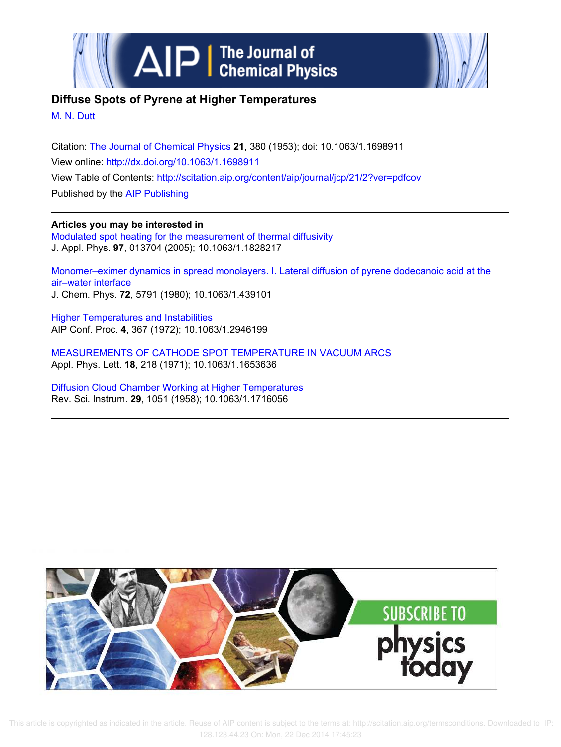# Diffuse Spots of Pyrene at Higher Temperatures

M. N. Dutt

Citation: The Journal of Chemical Physics **21**, 380 (1953); doi: 10.1063/1.1698911

View online: http://dx.doi.org/10.1063/1.1698911

View Table of Contents: http://scitation.aip.org/content/aip/journal/jcp/21/2?ver=pdfcov

Published by the AIP Publishing

**Articles you may be interested in**

Modulated spot heating for the measurement of thermal diffusivity
J. Appl. Phys. **97**, 013704 (2005); 10.1063/1.1828217

Monomer–eximer dynamics in spread monolayers. I. Lateral diffusion of pyrene dodecanoic acid at the air–water interface
J. Chem. Phys. **72**, 5791 (1980); 10.1063/1.439101

Higher Temperatures and Instabilities
AIP Conf. Proc. **4**, 367 (1972); 10.1063/1.2946199

MEASUREMENTS OF CATHODE SPOT TEMPERATURE IN VACUUM ARCS
Appl. Phys. Lett. **18**, 218 (1971); 10.1063/1.1653636

Diffusion Cloud Chamber Working at Higher Temperatures
Rev. Sci. Instrum. **29**, 1051 (1958); 10.1063/1.1716056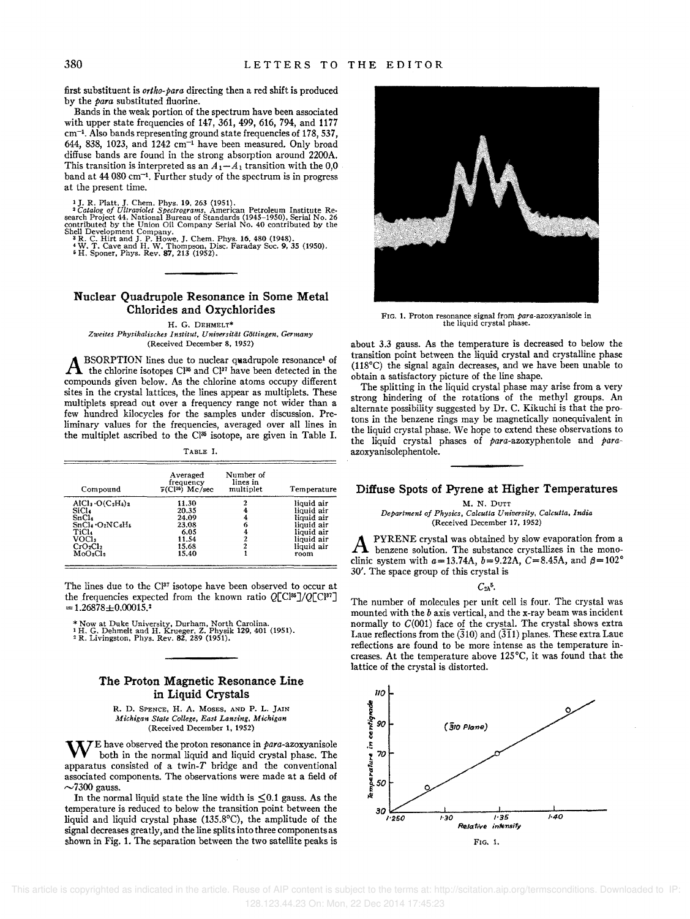first substituent is *ortho-para* directing then a red shift is produced by the *para* substituted fluorine.

Bands in the weak portion of the spectrum have been associated with upper state frequencies of 147, 361, 499, 616, 794, and 1177 $cm^{-1}$. Also bands representing ground state frequencies of 178, 537, 644, 838, 1023, and 1242 $cm^{-1}$ have been measured. Only broad diffuse bands are found in the strong absorption around 2200A. This transition is interpreted as an $A_1-A_1$ transition with the 0,0 band at 44 080 $cm^{-1}$. Further study of the spectrum is in progress at the present time.

[1] J. R. Platt, J. Chem. Phys. 19, 263 (1951).
[2] *Catalog of Ultraviolet Spectrograms*, American Petroleum Institute Research Project 44, National Bureau of Standards (1945–1950), Serial No. 26 contributed by the Union Oil Company Serial No. 40 contributed by the Shell Development Company.
[3] R. C. Hirt and J. P. Howe, J. Chem. Phys. 16, 480 (1948).
[4] W. T. Cave and H. W. Thompson, Disc. Faraday Soc. 9, 35 (1950).
[5] H. Sponer, Phys. Rev. 87, 213 (1952).

## Nuclear Quadrupole Resonance in Some Metal Chlorides and Oxychlorides

H. G. Dehmelt*

*Zweites Physikalisches Institut, Universität Göttingen, Germany*
(Received December 8, 1952)

ABSORPTION lines due to nuclear quadrupole resonance[1] of the chlorine isotopes $Cl^{35}$ and $Cl^{37}$ have been detected in the compounds given below. As the chlorine atoms occupy different sites in the crystal lattices, the lines appear as multiplets. These multiplets spread out over a frequency range not wider than a few hundred kilocycles for the samples under discussion. Preliminary values for the frequencies, averaged over all lines in the multiplet ascribed to the $Cl^{35}$ isotope, are given in Table I.

TABLE I.

| Compound | Averaged frequency $\bar{\nu}(Cl^{35})$ Mc/sec | Number of lines in multiplet | Temperature |
|---|---|---|---|
| $AlCl_3 \cdot O(C_2H_5)_2$ | 11.30 | 2 | liquid air |
| $SiCl_4$ | 20.35 | 4 | liquid air |
| $SnCl_4$ | 24.09 | 4 | liquid air |
| $SnCl_4 \cdot O_2NC_6H_5$ | 23.08 | 6 | liquid air |
| $TiCl_4$ | 6.05 | 4 | liquid air |
| $VOCl_3$ | 11.54 | 2 | liquid air |
| $CrO_2Cl_2$ | 15.68 | 2 | liquid air |
| $MoO_2Cl_2$ | 15.40 | 1 | room |

The lines due to the $Cl^{37}$ isotope have been observed to occur at the frequencies expected from the known ratio $Q[Cl^{35}]/Q[Cl^{37}] = 1.26878 \pm 0.00015$.[2]

\* Now at Duke University, Durham, North Carolina.
[1] H. G. Dehmelt and H. Krueger, Z. Physik 129, 401 (1951).
[2] R. Livingston, Phys. Rev. 82, 289 (1951).

## The Proton Magnetic Resonance Line in Liquid Crystals

R. D. Spence, H. A. Moses, and P. L. Jain

*Michigan State College, East Lansing, Michigan*
(Received December 1, 1952)

WE have observed the proton resonance in *para*-azoxyanisole both in the normal liquid and liquid crystal phase. The apparatus consisted of a twin-*T* bridge and the conventional associated components. The observations were made at a field of ~7300 gauss.

In the normal liquid state the line width is ≤0.1 gauss. As the temperature is reduced to below the transition point between the liquid and liquid crystal phase (135.8°C), the amplitude of the signal decreases greatly, and the line splits into three components as shown in Fig. 1. The separation between the two satellite peaks is about 3.3 gauss. As the temperature is decreased to below the transition point between the liquid crystal and crystalline phase (118°C) the signal again decreases, and we have been unable to obtain a satisfactory picture of the line shape.

FIG. 1. Proton resonance signal from *para*-azoxyanisole in the liquid crystal phase.

The splitting in the liquid crystal phase may arise from a very strong hindering of the rotations of the methyl groups. An alternate possibility suggested by Dr. C. Kikuchi is that the protons in the benzene rings may be magnetically nonequivalent in the liquid crystal phase. We hope to extend these observations to the liquid crystal phases of *para*-azoxyphentole and *para*-azoxyanisolephentole.

## Diffuse Spots of Pyrene at Higher Temperatures

M. N. Dutt

*Department of Physics, Calcutta University, Calcutta, India*
(Received December 17, 1952)

A PYRENE crystal was obtained by slow evaporation from a benzene solution. The substance crystallizes in the monoclinic system with $a=13.74$A, $b=9.22$A, $C=8.45$A, and $\beta=102°\ 30'$. The space group of this crystal is

$$C_{2h}^{5}.$$

The number of molecules per unit cell is four. The crystal was mounted with the *b* axis vertical, and the x-ray beam was incident normally to $C(001)$ face of the crystal. The crystal shows extra Laue reflections from the $(\bar{3}10)$ and $(\bar{3}\bar{1}1)$ planes. These extra Laue reflections are found to be more intense as the temperature increases. At the temperature above 125°C, it was found that the lattice of the crystal is distorted.

FIG. 1.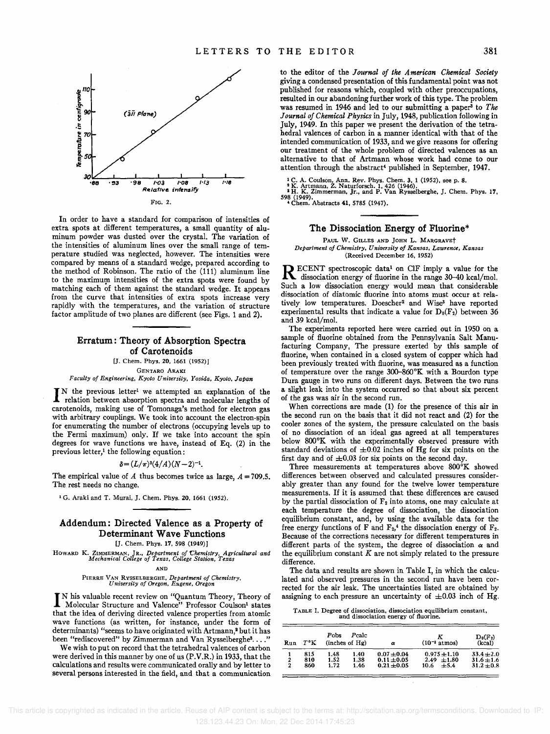Temperature in centigrade

110

90

70

50

30

(3̄1̄1 Plane)

·88 ·93 ·98 1·03 1·08 1·13 1·18

Relative intensity

FIG. 2.

In order to have a standard for comparison of intensities of extra spots at different temperatures, a small quantity of aluminum powder was dusted over the crystal. The variation of the intensities of aluminum lines over the small range of temperature studied was neglected, however. The intensities were compared by means of a standard wedge, prepared according to the method of Robinson. The ratio of the (111) aluminum line to the maximum intensities of the extra spots were found by matching each of them against the standard wedge. It appears from the curve that intensities of extra spots increase very rapidly with the temperatures, and the variation of structure factor amplitude of two planes are different (see Figs. 1 and 2).

## Erratum: Theory of Absorption Spectra of Carotenoids

[J. Chem. Phys. 20, 1661 (1952)]

GENTARO ARAKI

*Faculty of Engineering, Kyoto University, Yosida, Kyoto, Japan*

In the previous letter[1] we attempted an explanation of the relation between absorption spectra and molecular lengths of carotenoids, making use of Tomonaga's method for electron gas with arbitrary couplings. We took into account the electron-spin for enumerating the number of electrons (occupying levels up to the Fermi maximum) only. If we take into account the spin degrees for wave functions we have, instead of Eq. (2) in the previous letter,[1] the following equation:

$$\delta=(L/\pi)^2(4/A)(N-2)^{-1}.$$

The empirical value of $A$ thus becomes twice as large, $A=709.5$. The rest needs no change.

[1] G. Araki and T. Murai, J. Chem. Phys. 20, 1661 (1952).

## Addendum: Directed Valence as a Property of Determinant Wave Functions

[J. Chem. Phys. 17, 598 (1949)]

HOWARD K. ZIMMERMAN, JR., *Department of Chemistry, Agricultural and Mechanical College of Texas, College Station, Texas*

AND

PIERRE VAN RYSSELBERGHE, *Department of Chemistry, University of Oregon, Eugene, Oregon*

In his valuable recent review on "Quantum Theory, Theory of Molecular Structure and Valence" Professor Coulson[1] states that the idea of deriving directed valence properties from atomic wave functions (as written, for instance, under the form of determinants) "seems to have originated with Artmann,[2] but it has been "rediscovered" by Zimmerman and Van Rysselberghe[3]. . . ."

We wish to put on record that the tetrahedral valences of carbon were derived in this manner by one of us (P.V.R.) in 1933, that the calculations and results were communicated orally and by letter to several persons interested in the field, and that a communication to the editor of the *Journal of the American Chemical Society* giving a condensed presentation of this fundamental point was not published for reasons which, coupled with other preoccupations, resulted in our abandoning further work of this type. The problem was resumed in 1946 and led to our submitting a paper[3] to *The Journal of Chemical Physics* in July, 1948, publication following in July, 1949. In this paper we present the derivation of the tetrahedral valences of carbon in a manner identical with that of the intended communication of 1933, and we give reasons for offering our treatment of the whole problem of directed valences as an alternative to that of Artmann whose work had come to our attention through the abstract[4] published in September, 1947.

[1] C. A. Coulson, Ann. Rev. Phys. Chem. 3, 1 (1952), see p. 8.
[2] K. Artmann, Z. Naturforsch. 1, 426 (1946).
[3] H. K. Zimmerman, Jr., and P. Van Rysselberghe, J. Chem. Phys. 17, 598 (1949).
[4] Chem. Abstracts 41, 5785 (1947).

## The Dissociation Energy of Fluorine*

PAUL W. GILLES AND JOHN L. MARGRAVE†

*Department of Chemistry, University of Kansas, Lawrence, Kansas*

(Received December 16, 1952)

RECENT spectroscopic data[1] on ClF imply a value for the dissociation energy of fluorine in the range 30–40 kcal/mol. Such a low dissociation energy would mean that considerable dissociation of diatomic fluorine into atoms must occur at relatively low temperatures. Doescher[2] and Wise[3] have reported experimental results that indicate a value for $D_0(F_2)$ between 36 and 39 kcal/mol.

The experiments reported here were carried out in 1950 on a sample of fluorine obtained from the Pennsylvania Salt Manufacturing Company. The pressure exerted by this sample of fluorine, when contained in a closed system of copper which had been previously treated with fluorine, was measured as a function of temperature over the range 300–860°K with a Bourdon type Dura gauge in two runs on different days. Between the two runs a slight leak into the system occurred so that about six percent of the gas was air in the second run.

When corrections are made (1) for the presence of this air in the second run on the basis that it did not react and (2) for the cooler zones of the system, the pressure calculated on the basis of no dissociation of an ideal gas agreed at all temperatures below 800°K with the experimentally observed pressure with standard deviations of ±0.02 inches of Hg for six points on the first day and of ±0.03 for six points on the second day.

Three measurements at temperatures above 800°K showed differences between observed and calculated pressures considerably greater than any found for the twelve lower temperature measurements. If it is assumed that these differences are caused by the partial dissociation of $F_2$ into atoms, one may calculate at each temperature the degree of dissociation, the dissociation equilibrium constant, and, by using the available data for the free energy functions of F and $F_2$,[4] the dissociation energy of $F_2$. Because of the corrections necessary for different temperatures in different parts of the system, the degree of dissociation $\alpha$ and the equilibrium constant $K$ are not simply related to the pressure difference.

The data and results are shown in Table I, in which the calculated and observed pressures in the second run have been corrected for the air leak. The uncertainties listed are obtained by assigning to each pressure an uncertainty of ±0.03 inch of Hg.

TABLE I. Degree of dissociation, dissociation equilibrium constant, and dissociation energy of fluorine.

| Run | $T$°K | Pobs (inches of Hg) | Pcalc (inches of Hg) | $\alpha$ | $K$ ($10^{-3}$ atmos) | $D_0(F_2)$ (kcal) |
|---|---|---|---|---|---|---|
| 1 | 815 | 1.48 | 1.40 | 0.07±0.04 | 0.975±1.10 | 33.4±2.0 |
| 2 | 810 | 1.52 | 1.38 | 0.11±0.05 | 2.49 ±1.80 | 31.6±1.6 |
| 2 | 860 | 1.72 | 1.46 | 0.21±0.05 | 10.6 ±5.4 | 31.2±0.8 |